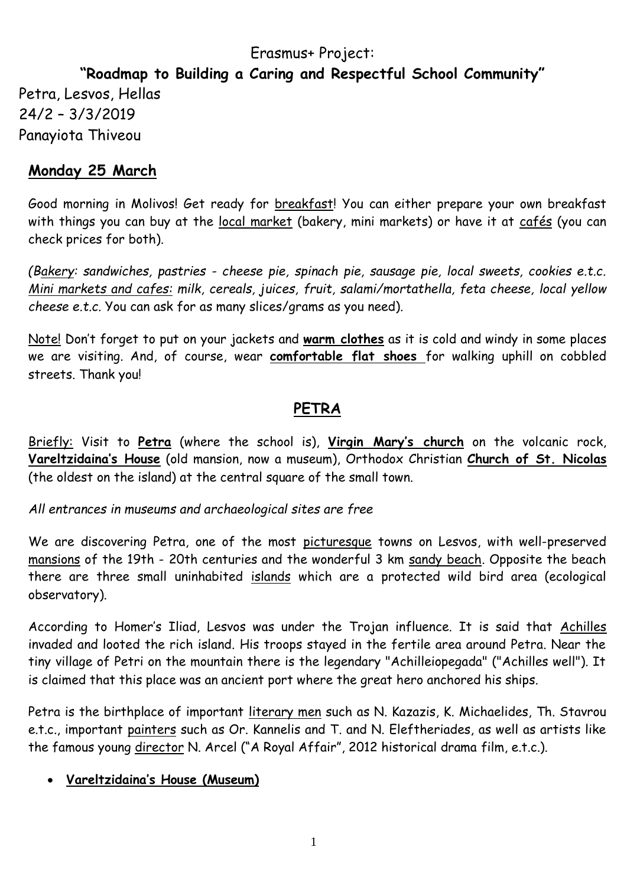Erasmus+ Project:

**"Roadmap to Building a Caring and Respectful School Community"**

Petra, Lesvos, Hellas
24/2 – 3/3/2019
Panayiota Thiveou

## Monday 25 March

Good morning in Molivos! Get ready for breakfast! You can either prepare your own breakfast with things you can buy at the local market (bakery, mini markets) or have it at cafés (you can check prices for both).

*(Bakery: sandwiches, pastries - cheese pie, spinach pie, sausage pie, local sweets, cookies e.t.c. Mini markets and cafes: milk, cereals, juices, fruit, salami/mortathella, feta cheese, local yellow cheese e.t.c.* You can ask for as many slices/grams as you need).

Note! Don't forget to put on your jackets and **warm clothes** as it is cold and windy in some places we are visiting. And, of course, wear **comfortable flat shoes** for walking uphill on cobbled streets. Thank you!

## PETRA

Briefly: Visit to **Petra** (where the school is), **Virgin Mary's church** on the volcanic rock, **Vareltzidaina's House** (old mansion, now a museum), Orthodox Christian **Church of St. Nicolas** (the oldest on the island) at the central square of the small town.

*All entrances in museums and archaeological sites are free*

We are discovering Petra, one of the most picturesque towns on Lesvos, with well-preserved mansions of the 19th - 20th centuries and the wonderful 3 km sandy beach. Opposite the beach there are three small uninhabited islands which are a protected wild bird area (ecological observatory).

According to Homer's Iliad, Lesvos was under the Trojan influence. It is said that Achilles invaded and looted the rich island. His troops stayed in the fertile area around Petra. Near the tiny village of Petri on the mountain there is the legendary "Achilleiopegada" ("Achilles well"). It is claimed that this place was an ancient port where the great hero anchored his ships.

Petra is the birthplace of important literary men such as N. Kazazis, K. Michaelides, Th. Stavrou e.t.c., important painters such as Or. Kannelis and T. and N. Eleftheriades, as well as artists like the famous young director N. Arcel ("A Royal Affair", 2012 historical drama film, e.t.c.).

- **Vareltzidaina's House (Museum)**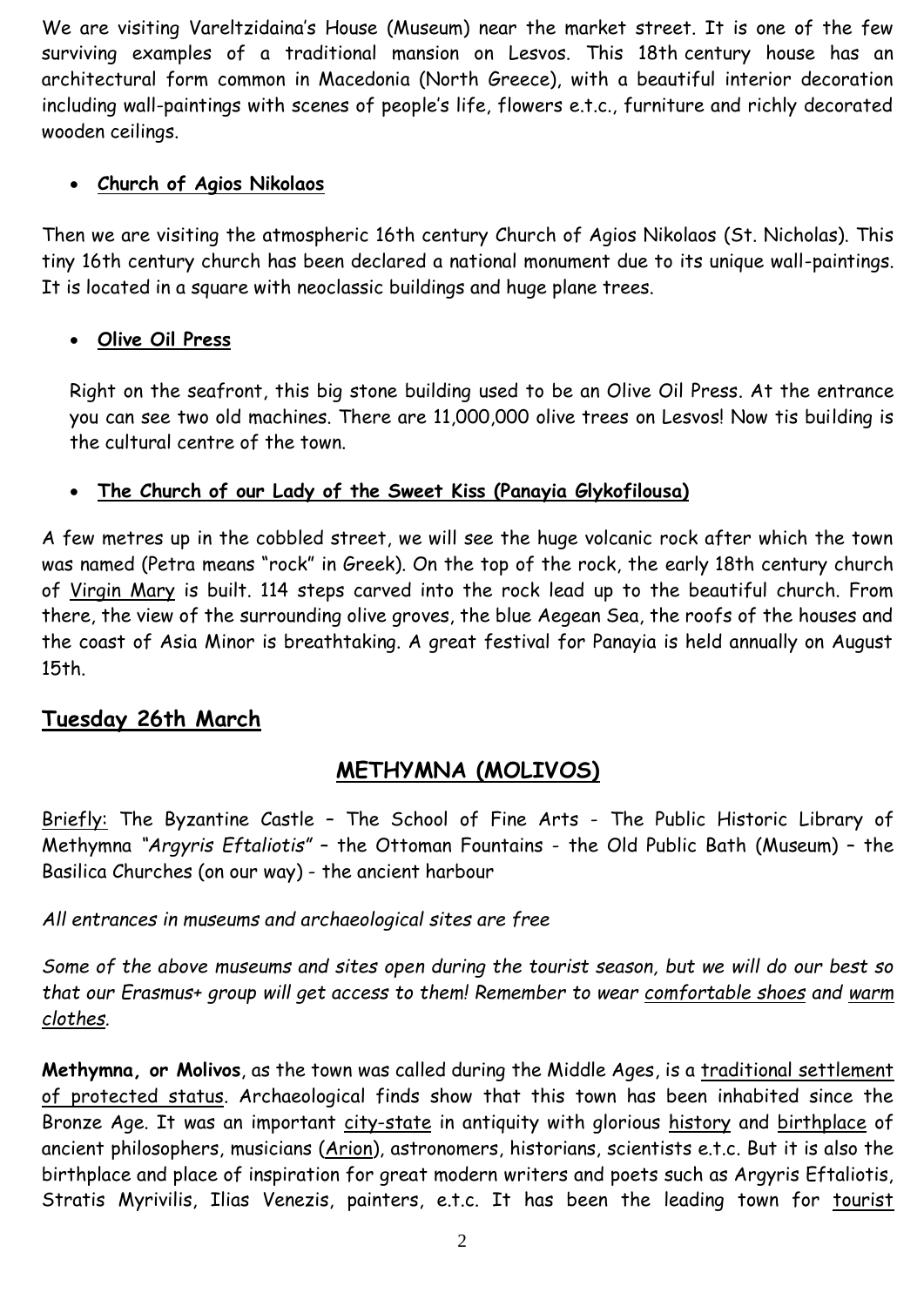We are visiting Vareltzidaina's House (Museum) near the market street. It is one of the few surviving examples of a traditional mansion on Lesvos. This 18th century house has an architectural form common in Macedonia (North Greece), with a beautiful interior decoration including wall-paintings with scenes of people's life, flowers e.t.c., furniture and richly decorated wooden ceilings.

- **Church of Agios Nikolaos**

Then we are visiting the atmospheric 16th century Church of Agios Nikolaos (St. Nicholas). This tiny 16th century church has been declared a national monument due to its unique wall-paintings. It is located in a square with neoclassic buildings and huge plane trees.

- **Olive Oil Press**

  Right on the seafront, this big stone building used to be an Olive Oil Press. At the entrance you can see two old machines. There are 11,000,000 olive trees on Lesvos! Now tis building is the cultural centre of the town.

- **The Church of our Lady of the Sweet Kiss (Panayia Glykofilousa)**

A few metres up in the cobbled street, we will see the huge volcanic rock after which the town was named (Petra means "rock" in Greek). On the top of the rock, the early 18th century church of Virgin Mary is built. 114 steps carved into the rock lead up to the beautiful church. From there, the view of the surrounding olive groves, the blue Aegean Sea, the roofs of the houses and the coast of Asia Minor is breathtaking. A great festival for Panayia is held annually on August 15th.

## Tuesday 26th March

### METHYMNA (MOLIVOS)

Briefly: The Byzantine Castle – The School of Fine Arts - The Public Historic Library of Methymna *"Argyris Eftaliotis"* – the Ottoman Fountains - the Old Public Bath (Museum) – the Basilica Churches (on our way) - the ancient harbour

*All entrances in museums and archaeological sites are free*

*Some of the above museums and sites open during the tourist season, but we will do our best so that our Erasmus+ group will get access to them! Remember to wear comfortable shoes and warm clothes.*

**Methymna, or Molivos**, as the town was called during the Middle Ages, is a traditional settlement of protected status. Archaeological finds show that this town has been inhabited since the Bronze Age. It was an important city-state in antiquity with glorious history and birthplace of ancient philosophers, musicians (Arion), astronomers, historians, scientists e.t.c. But it is also the birthplace and place of inspiration for great modern writers and poets such as Argyris Eftaliotis, Stratis Myrivilis, Ilias Venezis, painters, e.t.c. It has been the leading town for tourist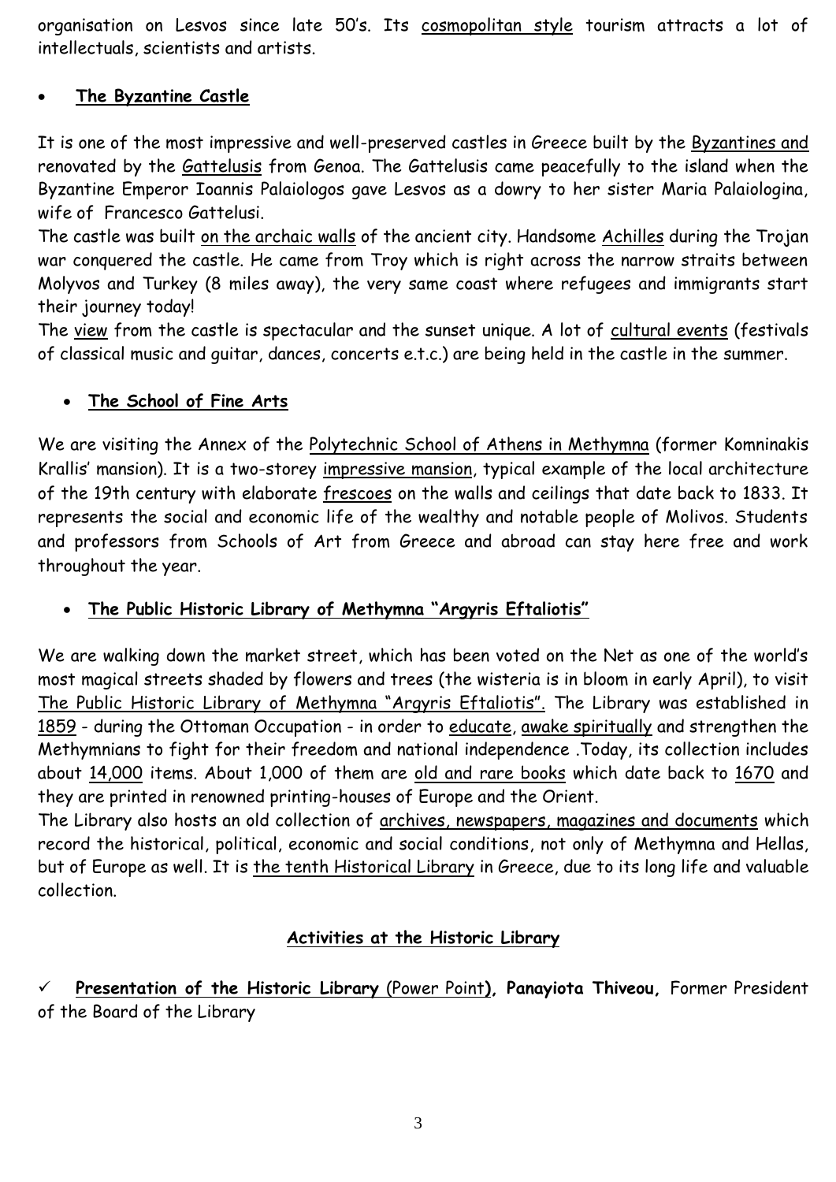organisation on Lesvos since late 50's. Its cosmopolitan style tourism attracts a lot of intellectuals, scientists and artists.

- **The Byzantine Castle**

It is one of the most impressive and well-preserved castles in Greece built by the Byzantines and renovated by the Gattelusis from Genoa. The Gattelusis came peacefully to the island when the Byzantine Emperor Ioannis Palaiologos gave Lesvos as a dowry to her sister Maria Palaiologina, wife of Francesco Gattelusi.

The castle was built on the archaic walls of the ancient city. Handsome Achilles during the Trojan war conquered the castle. He came from Troy which is right across the narrow straits between Molyvos and Turkey (8 miles away), the very same coast where refugees and immigrants start their journey today!

The view from the castle is spectacular and the sunset unique. A lot of cultural events (festivals of classical music and guitar, dances, concerts e.t.c.) are being held in the castle in the summer.

- **The School of Fine Arts**

We are visiting the Annex of the Polytechnic School of Athens in Methymna (former Komninakis Krallis' mansion). It is a two-storey impressive mansion, typical example of the local architecture of the 19th century with elaborate frescoes on the walls and ceilings that date back to 1833. It represents the social and economic life of the wealthy and notable people of Molivos. Students and professors from Schools of Art from Greece and abroad can stay here free and work throughout the year.

- **The Public Historic Library of Methymna "Argyris Eftaliotis"**

We are walking down the market street, which has been voted on the Net as one of the world's most magical streets shaded by flowers and trees (the wisteria is in bloom in early April), to visit The Public Historic Library of Methymna "Argyris Eftaliotis". The Library was established in 1859 - during the Ottoman Occupation - in order to educate, awake spiritually and strengthen the Methymnians to fight for their freedom and national independence .Today, its collection includes about 14,000 items. About 1,000 of them are old and rare books which date back to 1670 and they are printed in renowned printing-houses of Europe and the Orient.

The Library also hosts an old collection of archives, newspapers, magazines and documents which record the historical, political, economic and social conditions, not only of Methymna and Hellas, but of Europe as well. It is the tenth Historical Library in Greece, due to its long life and valuable collection.

**Activities at the Historic Library**

✓ **Presentation of the Historic Library** (Power Point**), Panayiota Thiveou,** Former President of the Board of the Library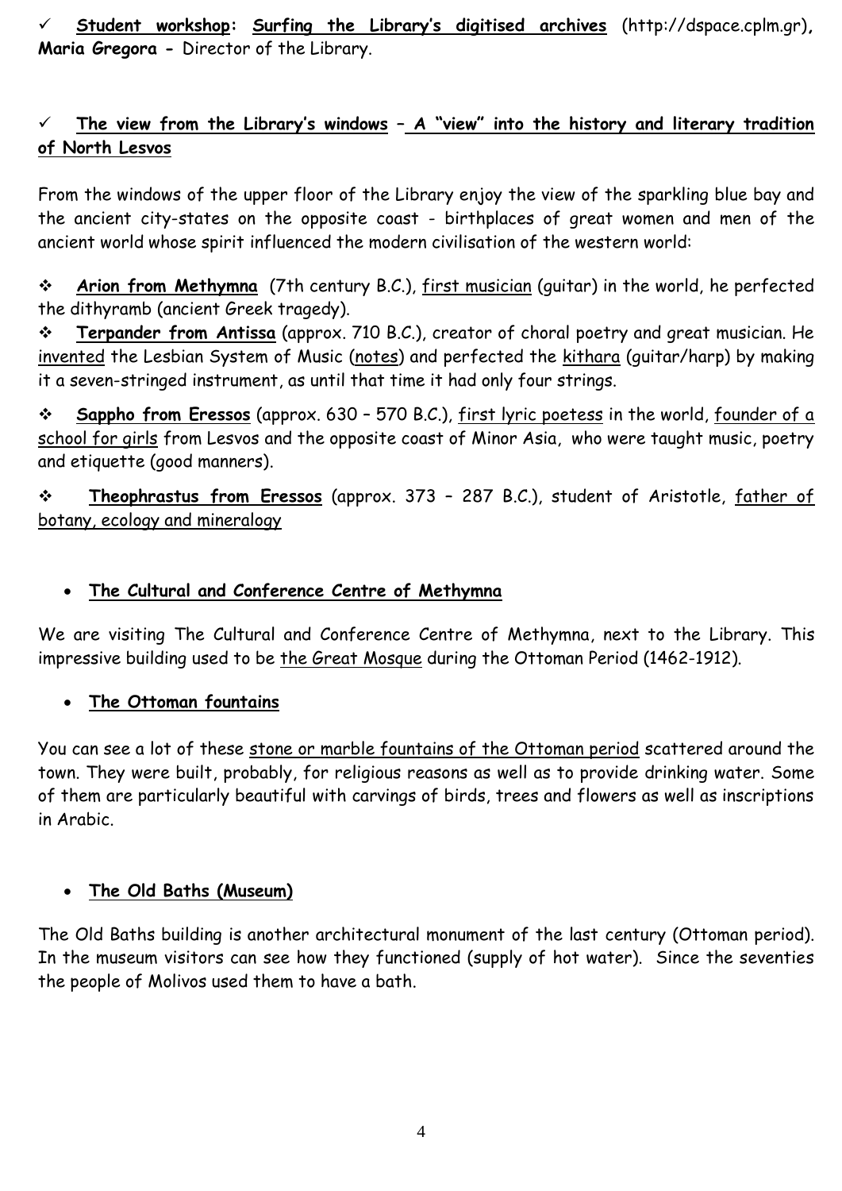- ✓ **Student workshop: Surfing the Library's digitised archives** (http://dspace.cplm.gr), **Maria Gregora -** Director of the Library.

- ✓ **The view from the Library's windows – A "view" into the history and literary tradition of North Lesvos**

From the windows of the upper floor of the Library enjoy the view of the sparkling blue bay and the ancient city-states on the opposite coast - birthplaces of great women and men of the ancient world whose spirit influenced the modern civilisation of the western world:

- **Arion from Methymna** (7th century B.C.), first musician (guitar) in the world, he perfected the dithyramb (ancient Greek tragedy).
- **Terpander from Antissa** (approx. 710 B.C.), creator of choral poetry and great musician. He invented the Lesbian System of Music (notes) and perfected the kithara (guitar/harp) by making it a seven-stringed instrument, as until that time it had only four strings.
- **Sappho from Eressos** (approx. 630 – 570 B.C.), first lyric poetess in the world, founder of a school for girls from Lesvos and the opposite coast of Minor Asia, who were taught music, poetry and etiquette (good manners).
- **Theophrastus from Eressos** (approx. 373 – 287 B.C.), student of Aristotle, father of botany, ecology and mineralogy

- **The Cultural and Conference Centre of Methymna**

We are visiting The Cultural and Conference Centre of Methymna, next to the Library. This impressive building used to be the Great Mosque during the Ottoman Period (1462-1912).

- **The Ottoman fountains**

You can see a lot of these stone or marble fountains of the Ottoman period scattered around the town. They were built, probably, for religious reasons as well as to provide drinking water. Some of them are particularly beautiful with carvings of birds, trees and flowers as well as inscriptions in Arabic.

- **The Old Baths (Museum)**

The Old Baths building is another architectural monument of the last century (Ottoman period). In the museum visitors can see how they functioned (supply of hot water). Since the seventies the people of Molivos used them to have a bath.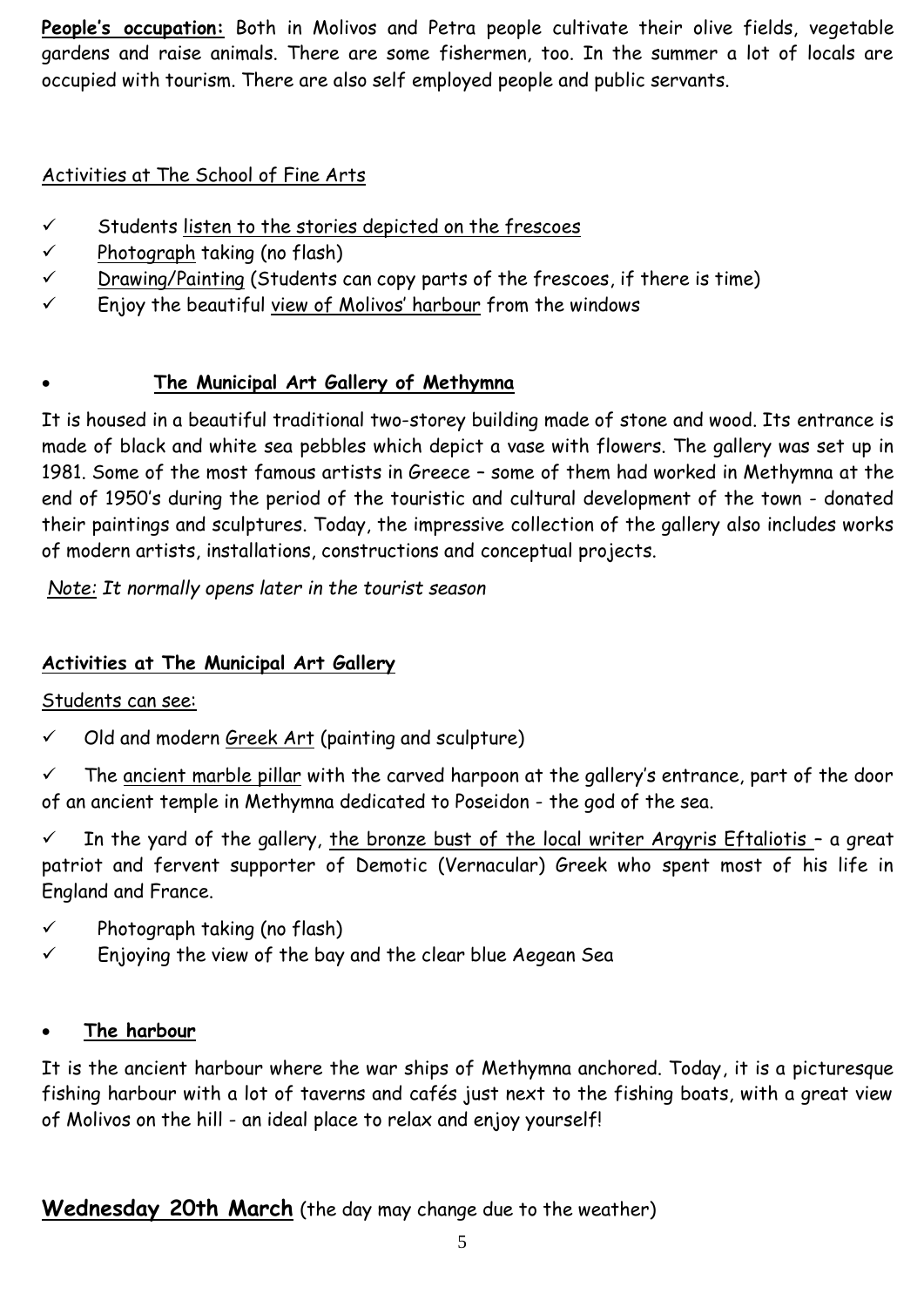**People's occupation:** Both in Molivos and Petra people cultivate their olive fields, vegetable gardens and raise animals. There are some fishermen, too. In the summer a lot of locals are occupied with tourism. There are also self employed people and public servants.

Activities at The School of Fine Arts

- ✓ Students listen to the stories depicted on the frescoes
- ✓ Photograph taking (no flash)
- ✓ Drawing/Painting (Students can copy parts of the frescoes, if there is time)
- ✓ Enjoy the beautiful view of Molivos' harbour from the windows

- **The Municipal Art Gallery of Methymna**

It is housed in a beautiful traditional two-storey building made of stone and wood. Its entrance is made of black and white sea pebbles which depict a vase with flowers. The gallery was set up in 1981. Some of the most famous artists in Greece – some of them had worked in Methymna at the end of 1950's during the period of the touristic and cultural development of the town - donated their paintings and sculptures. Today, the impressive collection of the gallery also includes works of modern artists, installations, constructions and conceptual projects.

*Note: It normally opens later in the tourist season*

**Activities at The Municipal Art Gallery**

Students can see:

- ✓ Old and modern Greek Art (painting and sculpture)
- ✓ The ancient marble pillar with the carved harpoon at the gallery's entrance, part of the door of an ancient temple in Methymna dedicated to Poseidon - the god of the sea.
- ✓ In the yard of the gallery, the bronze bust of the local writer Argyris Eftaliotis – a great patriot and fervent supporter of Demotic (Vernacular) Greek who spent most of his life in England and France.
- ✓ Photograph taking (no flash)
- ✓ Enjoying the view of the bay and the clear blue Aegean Sea

- **The harbour**

It is the ancient harbour where the war ships of Methymna anchored. Today, it is a picturesque fishing harbour with a lot of taverns and cafés just next to the fishing boats, with a great view of Molivos on the hill - an ideal place to relax and enjoy yourself!

## **Wednesday 20th March** (the day may change due to the weather)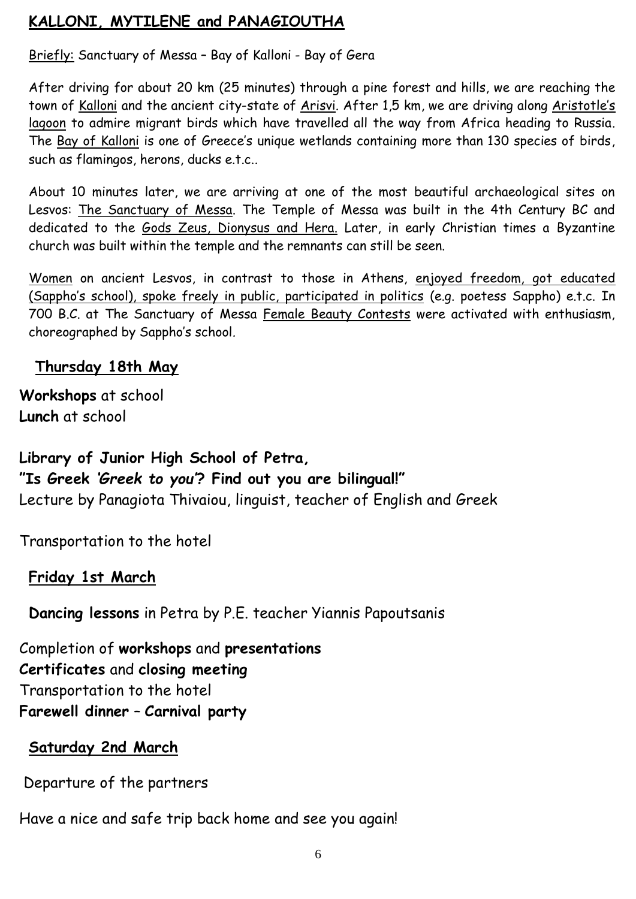## **KALLONI, MYTILENE and PANAGIOUTHA**

Briefly: Sanctuary of Messa – Bay of Kalloni - Bay of Gera

After driving for about 20 km (25 minutes) through a pine forest and hills, we are reaching the town of Kalloni and the ancient city-state of Arisvi. After 1,5 km, we are driving along Aristotle's lagoon to admire migrant birds which have travelled all the way from Africa heading to Russia. The Bay of Kalloni is one of Greece's unique wetlands containing more than 130 species of birds, such as flamingos, herons, ducks e.t.c..

About 10 minutes later, we are arriving at one of the most beautiful archaeological sites on Lesvos: The Sanctuary of Messa. The Temple of Messa was built in the 4th Century BC and dedicated to the Gods Zeus, Dionysus and Hera. Later, in early Christian times a Byzantine church was built within the temple and the remnants can still be seen.

Women on ancient Lesvos, in contrast to those in Athens, enjoyed freedom, got educated (Sappho's school), spoke freely in public, participated in politics (e.g. poetess Sappho) e.t.c. In 700 B.C. at The Sanctuary of Messa Female Beauty Contests were activated with enthusiasm, choreographed by Sappho's school.

### **Thursday 18th May**

**Workshops** at school
**Lunch** at school

**Library of Junior High School of Petra,**
**"Is Greek *'Greek to you'*? Find out you are bilingual!"**
Lecture by Panagiota Thivaiou, linguist, teacher of English and Greek

Transportation to the hotel

### **Friday 1st March**

**Dancing lessons** in Petra by P.E. teacher Yiannis Papoutsanis

Completion of **workshops** and **presentations**
**Certificates** and **closing meeting**
Transportation to the hotel
**Farewell dinner – Carnival party**

### **Saturday 2nd March**

Departure of the partners

Have a nice and safe trip back home and see you again!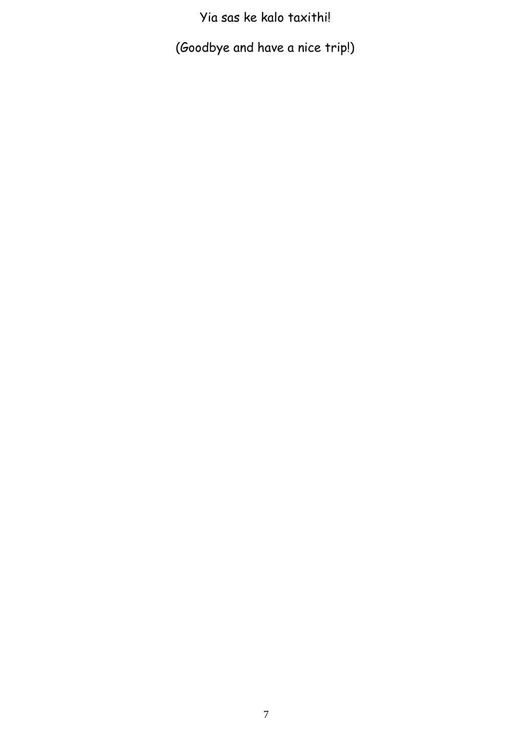Yia sas ke kalo taxithi!

(Goodbye and have a nice trip!)